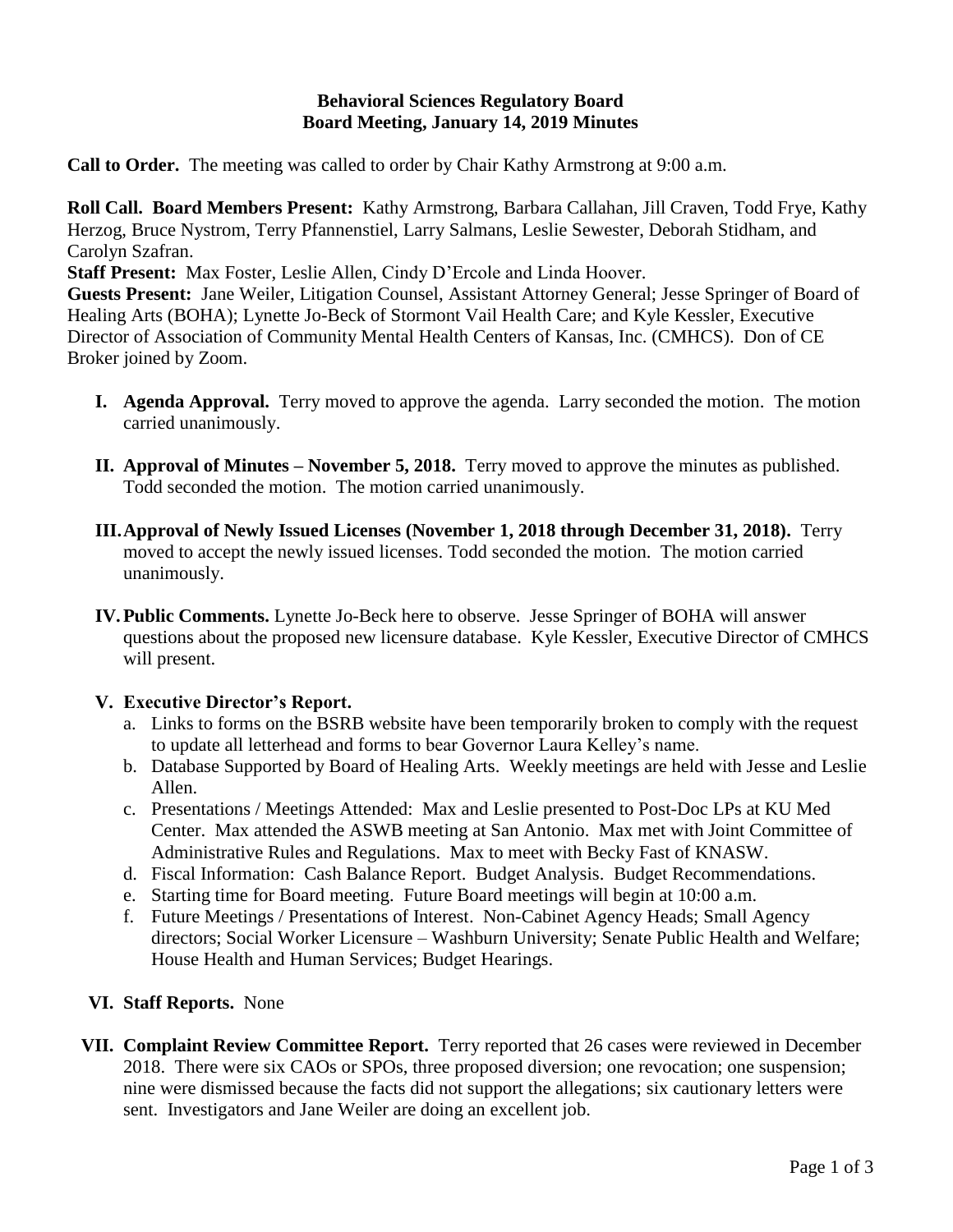**Behavioral Sciences Regulatory Board**
**Board Meeting, January 14, 2019 Minutes**

**Call to Order.** The meeting was called to order by Chair Kathy Armstrong at 9:00 a.m.

**Roll Call. Board Members Present:** Kathy Armstrong, Barbara Callahan, Jill Craven, Todd Frye, Kathy Herzog, Bruce Nystrom, Terry Pfannenstiel, Larry Salmans, Leslie Sewester, Deborah Stidham, and Carolyn Szafran.
**Staff Present:** Max Foster, Leslie Allen, Cindy D'Ercole and Linda Hoover.
**Guests Present:** Jane Weiler, Litigation Counsel, Assistant Attorney General; Jesse Springer of Board of Healing Arts (BOHA); Lynette Jo-Beck of Stormont Vail Health Care; and Kyle Kessler, Executive Director of Association of Community Mental Health Centers of Kansas, Inc. (CMHCS). Don of CE Broker joined by Zoom.

- **I. Agenda Approval.** Terry moved to approve the agenda. Larry seconded the motion. The motion carried unanimously.

- **II. Approval of Minutes – November 5, 2018.** Terry moved to approve the minutes as published. Todd seconded the motion. The motion carried unanimously.

- **III. Approval of Newly Issued Licenses (November 1, 2018 through December 31, 2018).** Terry moved to accept the newly issued licenses. Todd seconded the motion. The motion carried unanimously.

- **IV. Public Comments.** Lynette Jo-Beck here to observe. Jesse Springer of BOHA will answer questions about the proposed new licensure database. Kyle Kessler, Executive Director of CMHCS will present.

- **V. Executive Director's Report.**
  - a. Links to forms on the BSRB website have been temporarily broken to comply with the request to update all letterhead and forms to bear Governor Laura Kelley's name.
  - b. Database Supported by Board of Healing Arts. Weekly meetings are held with Jesse and Leslie Allen.
  - c. Presentations / Meetings Attended: Max and Leslie presented to Post-Doc LPs at KU Med Center. Max attended the ASWB meeting at San Antonio. Max met with Joint Committee of Administrative Rules and Regulations. Max to meet with Becky Fast of KNASW.
  - d. Fiscal Information: Cash Balance Report. Budget Analysis. Budget Recommendations.
  - e. Starting time for Board meeting. Future Board meetings will begin at 10:00 a.m.
  - f. Future Meetings / Presentations of Interest. Non-Cabinet Agency Heads; Small Agency directors; Social Worker Licensure – Washburn University; Senate Public Health and Welfare; House Health and Human Services; Budget Hearings.

- **VI. Staff Reports.** None

- **VII. Complaint Review Committee Report.** Terry reported that 26 cases were reviewed in December 2018. There were six CAOs or SPOs, three proposed diversion; one revocation; one suspension; nine were dismissed because the facts did not support the allegations; six cautionary letters were sent. Investigators and Jane Weiler are doing an excellent job.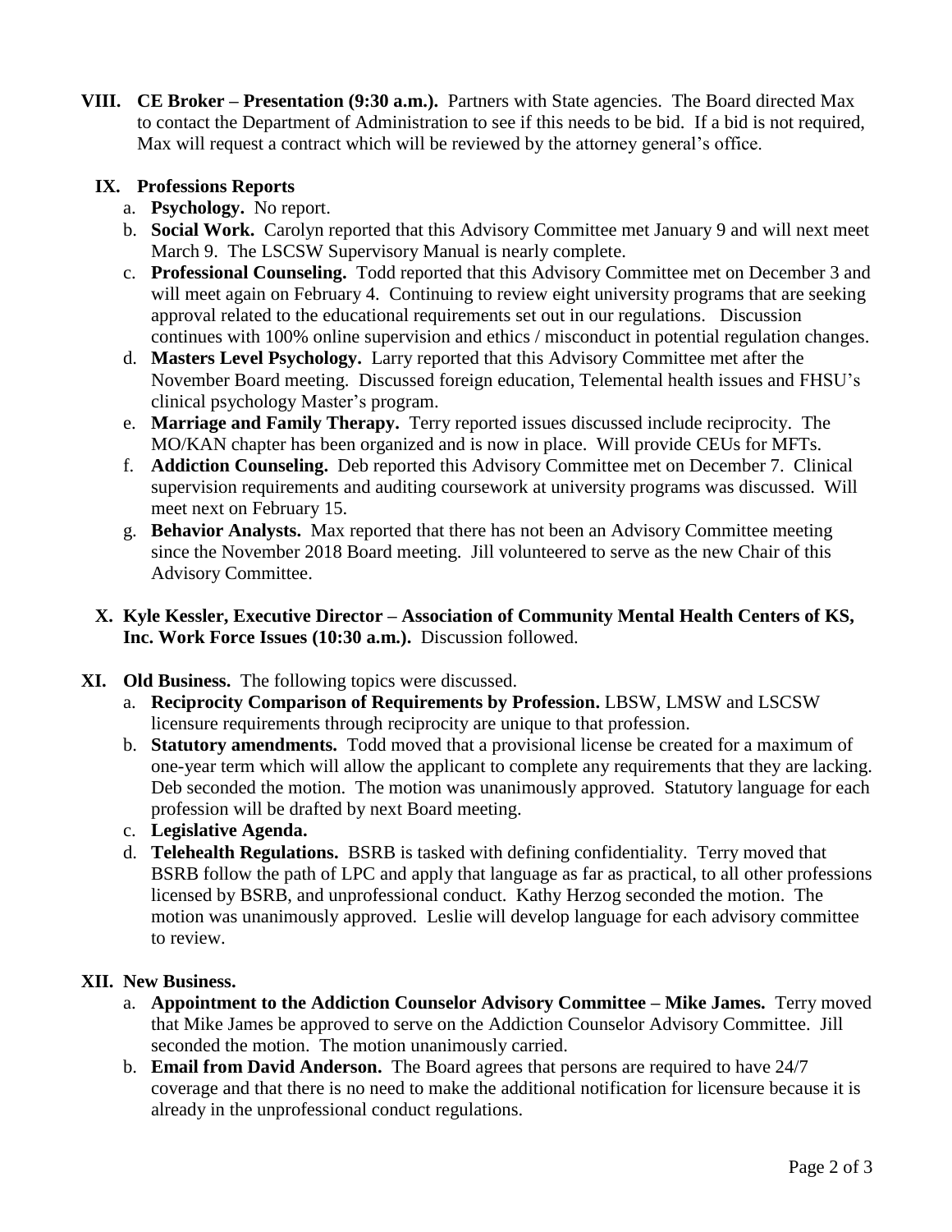**VIII. CE Broker – Presentation (9:30 a.m.).** Partners with State agencies. The Board directed Max to contact the Department of Administration to see if this needs to be bid. If a bid is not required, Max will request a contract which will be reviewed by the attorney general's office.

**IX. Professions Reports**

a. **Psychology.** No report.

b. **Social Work.** Carolyn reported that this Advisory Committee met January 9 and will next meet March 9. The LSCSW Supervisory Manual is nearly complete.

c. **Professional Counseling.** Todd reported that this Advisory Committee met on December 3 and will meet again on February 4. Continuing to review eight university programs that are seeking approval related to the educational requirements set out in our regulations. Discussion continues with 100% online supervision and ethics / misconduct in potential regulation changes.

d. **Masters Level Psychology.** Larry reported that this Advisory Committee met after the November Board meeting. Discussed foreign education, Telemental health issues and FHSU's clinical psychology Master's program.

e. **Marriage and Family Therapy.** Terry reported issues discussed include reciprocity. The MO/KAN chapter has been organized and is now in place. Will provide CEUs for MFTs.

f. **Addiction Counseling.** Deb reported this Advisory Committee met on December 7. Clinical supervision requirements and auditing coursework at university programs was discussed. Will meet next on February 15.

g. **Behavior Analysts.** Max reported that there has not been an Advisory Committee meeting since the November 2018 Board meeting. Jill volunteered to serve as the new Chair of this Advisory Committee.

**X. Kyle Kessler, Executive Director – Association of Community Mental Health Centers of KS, Inc. Work Force Issues (10:30 a.m.).** Discussion followed.

**XI. Old Business.** The following topics were discussed.

a. **Reciprocity Comparison of Requirements by Profession.** LBSW, LMSW and LSCSW licensure requirements through reciprocity are unique to that profession.

b. **Statutory amendments.** Todd moved that a provisional license be created for a maximum of one-year term which will allow the applicant to complete any requirements that they are lacking. Deb seconded the motion. The motion was unanimously approved. Statutory language for each profession will be drafted by next Board meeting.

c. **Legislative Agenda.**

d. **Telehealth Regulations.** BSRB is tasked with defining confidentiality. Terry moved that BSRB follow the path of LPC and apply that language as far as practical, to all other professions licensed by BSRB, and unprofessional conduct. Kathy Herzog seconded the motion. The motion was unanimously approved. Leslie will develop language for each advisory committee to review.

**XII. New Business.**

a. **Appointment to the Addiction Counselor Advisory Committee – Mike James.** Terry moved that Mike James be approved to serve on the Addiction Counselor Advisory Committee. Jill seconded the motion. The motion unanimously carried.

b. **Email from David Anderson.** The Board agrees that persons are required to have 24/7 coverage and that there is no need to make the additional notification for licensure because it is already in the unprofessional conduct regulations.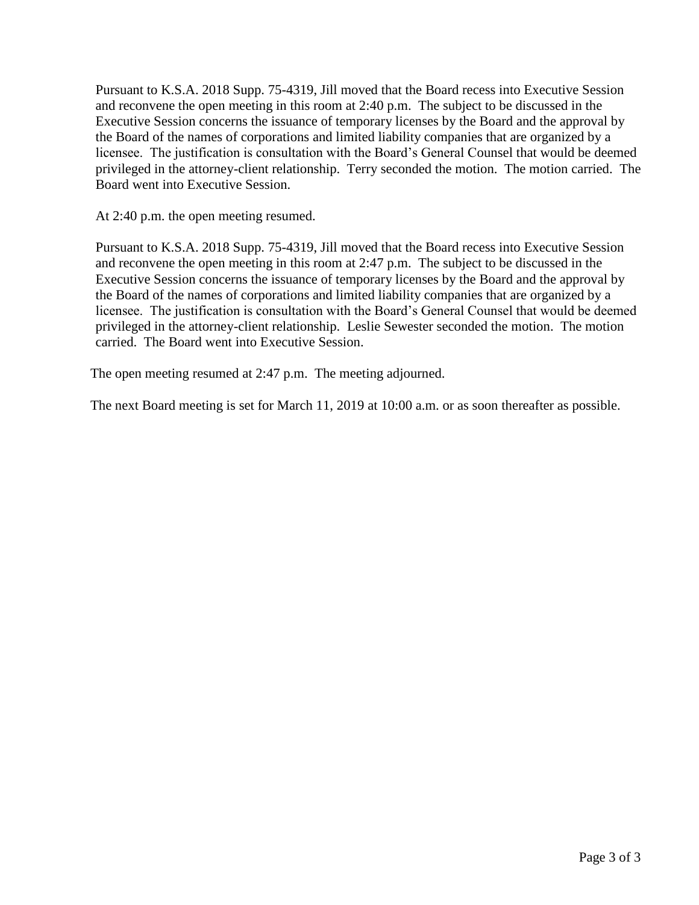Pursuant to K.S.A. 2018 Supp. 75-4319, Jill moved that the Board recess into Executive Session and reconvene the open meeting in this room at 2:40 p.m. The subject to be discussed in the Executive Session concerns the issuance of temporary licenses by the Board and the approval by the Board of the names of corporations and limited liability companies that are organized by a licensee. The justification is consultation with the Board's General Counsel that would be deemed privileged in the attorney-client relationship. Terry seconded the motion. The motion carried. The Board went into Executive Session.

At 2:40 p.m. the open meeting resumed.

Pursuant to K.S.A. 2018 Supp. 75-4319, Jill moved that the Board recess into Executive Session and reconvene the open meeting in this room at 2:47 p.m. The subject to be discussed in the Executive Session concerns the issuance of temporary licenses by the Board and the approval by the Board of the names of corporations and limited liability companies that are organized by a licensee. The justification is consultation with the Board's General Counsel that would be deemed privileged in the attorney-client relationship. Leslie Sewester seconded the motion. The motion carried. The Board went into Executive Session.

The open meeting resumed at 2:47 p.m. The meeting adjourned.

The next Board meeting is set for March 11, 2019 at 10:00 a.m. or as soon thereafter as possible.